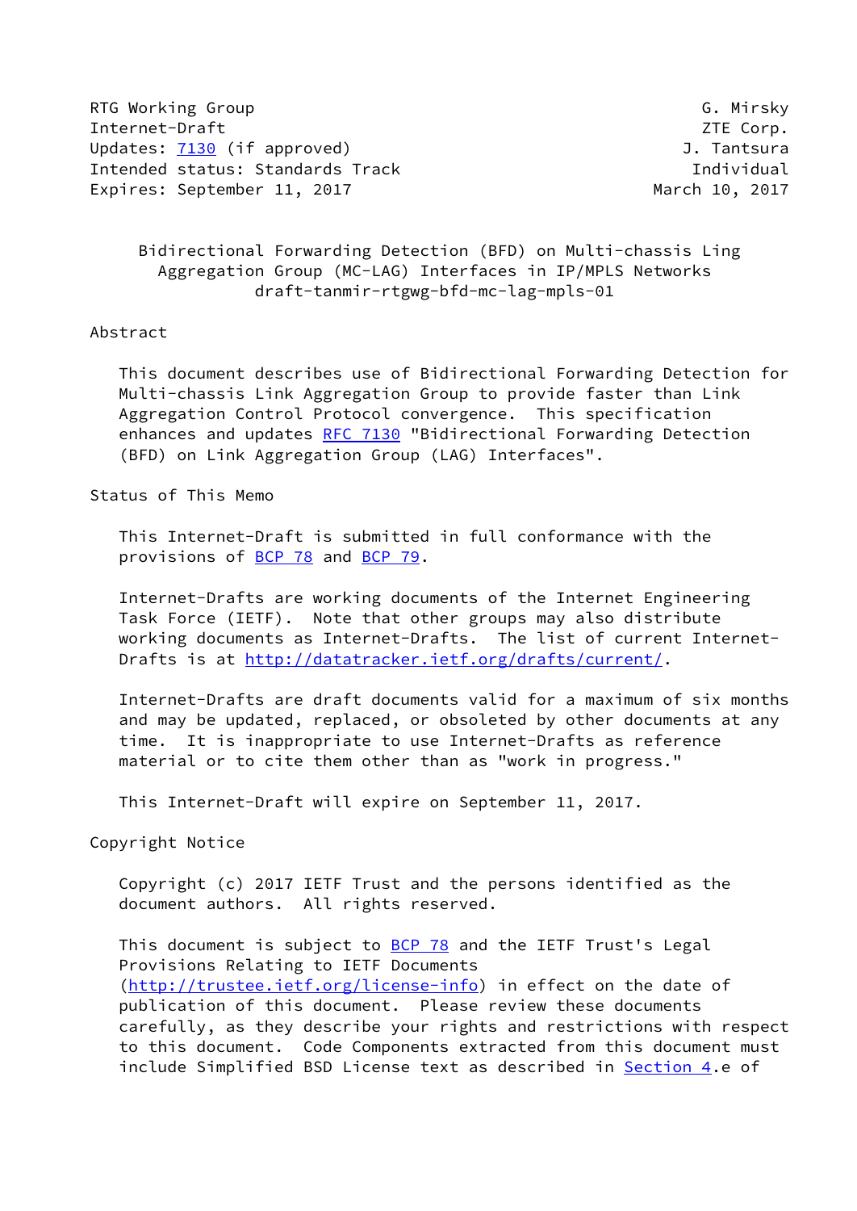RTG Working Group — G. Mirsky
Internet-Draft — ZTE Corp.
Updates: 7130 (if approved) — J. Tantsura
Intended status: Standards Track — Individual
Expires: September 11, 2017 — March 10, 2017

# Bidirectional Forwarding Detection (BFD) on Multi-chassis Ling Aggregation Group (MC-LAG) Interfaces in IP/MPLS Networks

draft-tanmir-rtgwg-bfd-mc-lag-mpls-01

## Abstract

This document describes use of Bidirectional Forwarding Detection for Multi-chassis Link Aggregation Group to provide faster than Link Aggregation Control Protocol convergence. This specification enhances and updates RFC 7130 "Bidirectional Forwarding Detection (BFD) on Link Aggregation Group (LAG) Interfaces".

## Status of This Memo

This Internet-Draft is submitted in full conformance with the provisions of BCP 78 and BCP 79.

Internet-Drafts are working documents of the Internet Engineering Task Force (IETF). Note that other groups may also distribute working documents as Internet-Drafts. The list of current Internet-Drafts is at http://datatracker.ietf.org/drafts/current/.

Internet-Drafts are draft documents valid for a maximum of six months and may be updated, replaced, or obsoleted by other documents at any time. It is inappropriate to use Internet-Drafts as reference material or to cite them other than as "work in progress."

This Internet-Draft will expire on September 11, 2017.

## Copyright Notice

Copyright (c) 2017 IETF Trust and the persons identified as the document authors. All rights reserved.

This document is subject to BCP 78 and the IETF Trust's Legal Provisions Relating to IETF Documents (http://trustee.ietf.org/license-info) in effect on the date of publication of this document. Please review these documents carefully, as they describe your rights and restrictions with respect to this document. Code Components extracted from this document must include Simplified BSD License text as described in Section 4.e of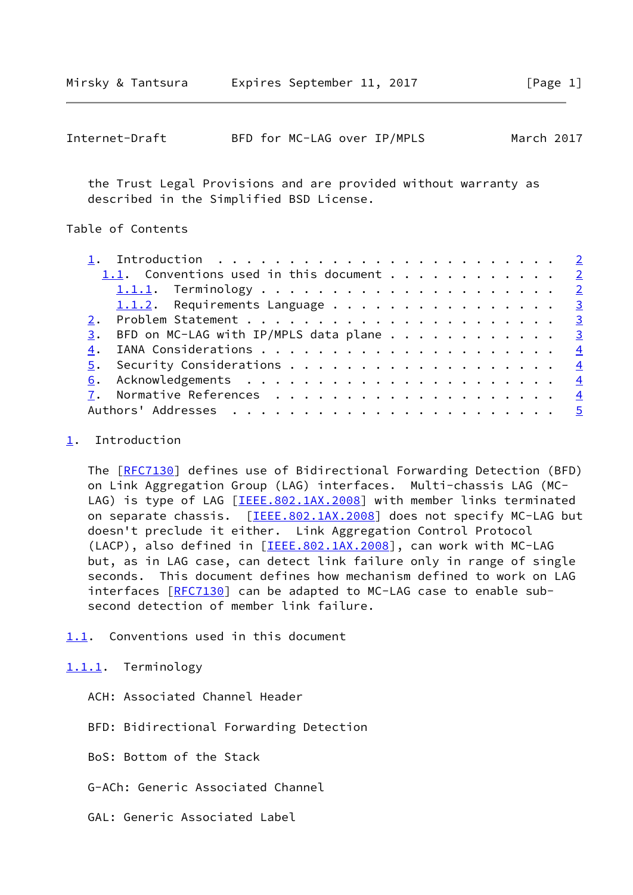the Trust Legal Provisions and are provided without warranty as described in the Simplified BSD License.

Table of Contents

- 1. Introduction . . . . . . . . . . . . . . . . . . . . . . . . 2
  - 1.1. Conventions used in this document . . . . . . . . . . . . 2
    - 1.1.1. Terminology . . . . . . . . . . . . . . . . . . . . . 2
    - 1.1.2. Requirements Language . . . . . . . . . . . . . . . . 3
- 2. Problem Statement . . . . . . . . . . . . . . . . . . . . . . 3
- 3. BFD on MC-LAG with IP/MPLS data plane . . . . . . . . . . . . 3
- 4. IANA Considerations . . . . . . . . . . . . . . . . . . . . . 4
- 5. Security Considerations . . . . . . . . . . . . . . . . . . . 4
- 6. Acknowledgements . . . . . . . . . . . . . . . . . . . . . . 4
- 7. Normative References . . . . . . . . . . . . . . . . . . . . 4
- Authors' Addresses . . . . . . . . . . . . . . . . . . . . . . . 5

# 1. Introduction

The [RFC7130] defines use of Bidirectional Forwarding Detection (BFD) on Link Aggregation Group (LAG) interfaces. Multi-chassis LAG (MC-LAG) is type of LAG [IEEE.802.1AX.2008] with member links terminated on separate chassis. [IEEE.802.1AX.2008] does not specify MC-LAG but doesn't preclude it either. Link Aggregation Control Protocol (LACP), also defined in [IEEE.802.1AX.2008], can work with MC-LAG but, as in LAG case, can detect link failure only in range of single seconds. This document defines how mechanism defined to work on LAG interfaces [RFC7130] can be adapted to MC-LAG case to enable sub-second detection of member link failure.

## 1.1. Conventions used in this document

### 1.1.1. Terminology

ACH: Associated Channel Header

BFD: Bidirectional Forwarding Detection

BoS: Bottom of the Stack

G-ACh: Generic Associated Channel

GAL: Generic Associated Label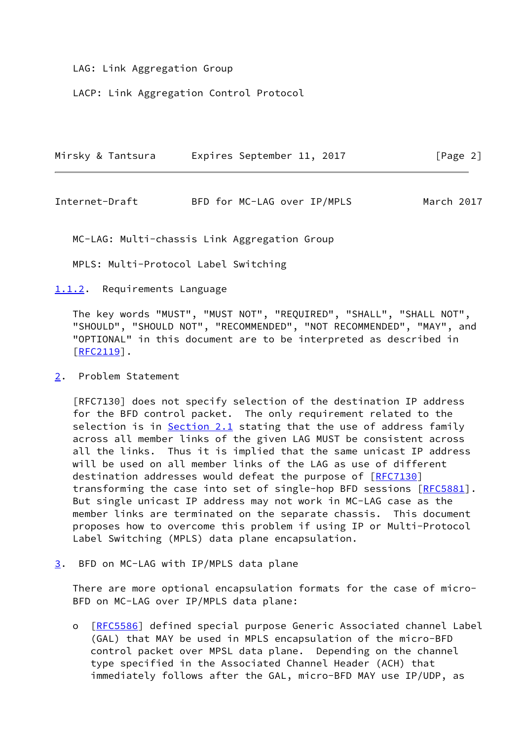LAG: Link Aggregation Group

LACP: Link Aggregation Control Protocol

MC-LAG: Multi-chassis Link Aggregation Group

MPLS: Multi-Protocol Label Switching

### 1.1.2. Requirements Language

The key words "MUST", "MUST NOT", "REQUIRED", "SHALL", "SHALL NOT", "SHOULD", "SHOULD NOT", "RECOMMENDED", "NOT RECOMMENDED", "MAY", and "OPTIONAL" in this document are to be interpreted as described in [RFC2119].

## 2. Problem Statement

[RFC7130] does not specify selection of the destination IP address for the BFD control packet. The only requirement related to the selection is in Section 2.1 stating that the use of address family across all member links of the given LAG MUST be consistent across all the links. Thus it is implied that the same unicast IP address will be used on all member links of the LAG as use of different destination addresses would defeat the purpose of [RFC7130] transforming the case into set of single-hop BFD sessions [RFC5881]. But single unicast IP address may not work in MC-LAG case as the member links are terminated on the separate chassis. This document proposes how to overcome this problem if using IP or Multi-Protocol Label Switching (MPLS) data plane encapsulation.

## 3. BFD on MC-LAG with IP/MPLS data plane

There are more optional encapsulation formats for the case of micro-BFD on MC-LAG over IP/MPLS data plane:

- [RFC5586] defined special purpose Generic Associated channel Label (GAL) that MAY be used in MPLS encapsulation of the micro-BFD control packet over MPSL data plane. Depending on the channel type specified in the Associated Channel Header (ACH) that immediately follows after the GAL, micro-BFD MAY use IP/UDP, as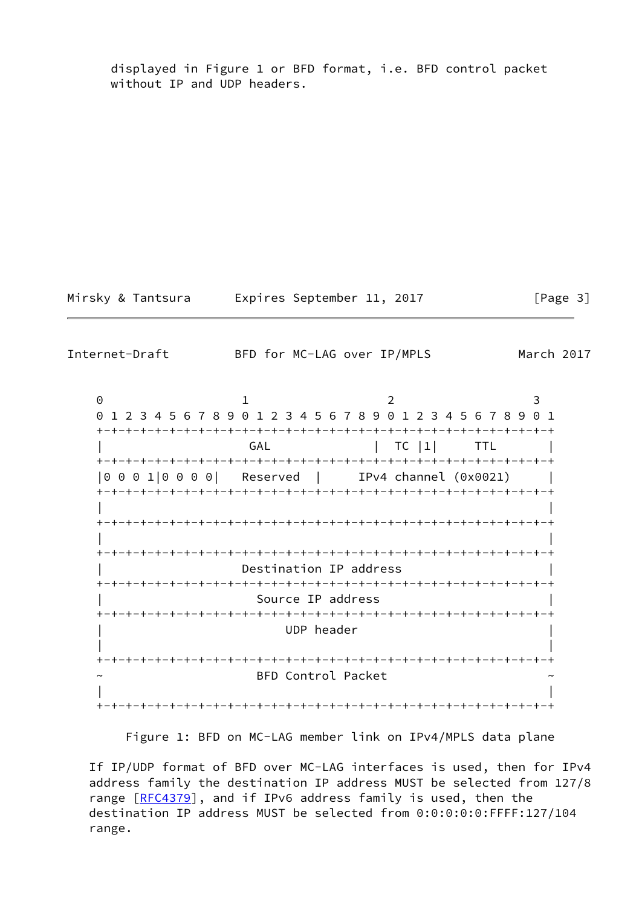displayed in Figure 1 or BFD format, i.e. BFD control packet
without IP and UDP headers.

```
 0                   1                   2                   3
 0 1 2 3 4 5 6 7 8 9 0 1 2 3 4 5 6 7 8 9 0 1 2 3 4 5 6 7 8 9 0 1
+-+-+-+-+-+-+-+-+-+-+-+-+-+-+-+-+-+-+-+-+-+-+-+-+-+-+-+-+-+-+-+-+
|                     GAL                      |  TC |1|    TTL   |
+-+-+-+-+-+-+-+-+-+-+-+-+-+-+-+-+-+-+-+-+-+-+-+-+-+-+-+-+-+-+-+-+
|0 0 0 1|0 0 0 0|   Reserved  |     IPv4 channel (0x0021)       |
+-+-+-+-+-+-+-+-+-+-+-+-+-+-+-+-+-+-+-+-+-+-+-+-+-+-+-+-+-+-+-+-+
|                                                               |
+-+-+-+-+-+-+-+-+-+-+-+-+-+-+-+-+-+-+-+-+-+-+-+-+-+-+-+-+-+-+-+-+
|                                                               |
+-+-+-+-+-+-+-+-+-+-+-+-+-+-+-+-+-+-+-+-+-+-+-+-+-+-+-+-+-+-+-+-+
|                   Destination IP address                      |
+-+-+-+-+-+-+-+-+-+-+-+-+-+-+-+-+-+-+-+-+-+-+-+-+-+-+-+-+-+-+-+-+
|                     Source IP address                         |
+-+-+-+-+-+-+-+-+-+-+-+-+-+-+-+-+-+-+-+-+-+-+-+-+-+-+-+-+-+-+-+-+
|                         UDP header                            |
|                                                               |
+-+-+-+-+-+-+-+-+-+-+-+-+-+-+-+-+-+-+-+-+-+-+-+-+-+-+-+-+-+-+-+-+
~                     BFD Control Packet                        ~
|                                                               |
+-+-+-+-+-+-+-+-+-+-+-+-+-+-+-+-+-+-+-+-+-+-+-+-+-+-+-+-+-+-+-+-+
```

Figure 1: BFD on MC-LAG member link on IPv4/MPLS data plane

If IP/UDP format of BFD over MC-LAG interfaces is used, then for IPv4 address family the destination IP address MUST be selected from 127/8 range [RFC4379], and if IPv6 address family is used, then the destination IP address MUST be selected from 0:0:0:0:0:FFFF:127/104 range.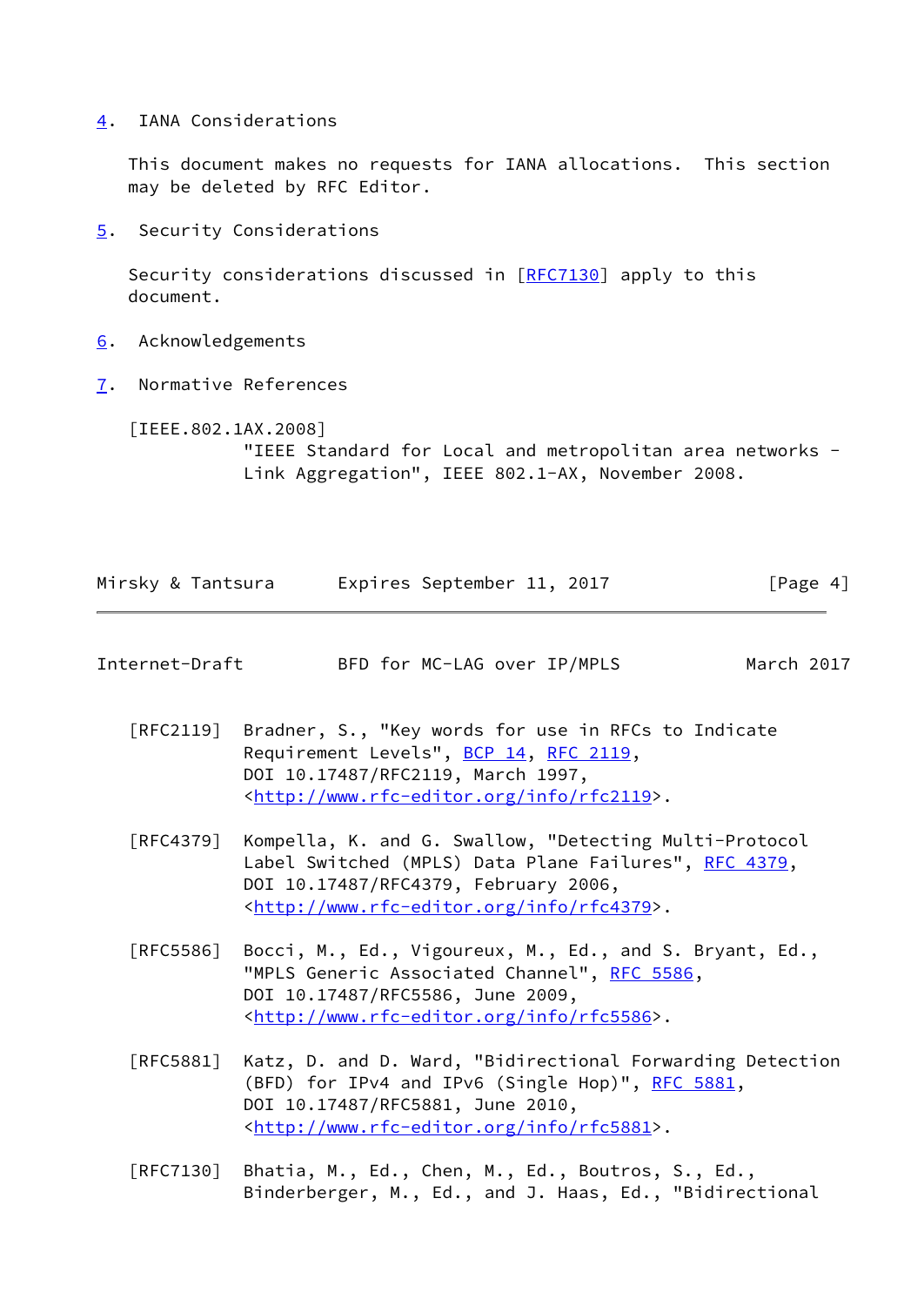## 4. IANA Considerations

This document makes no requests for IANA allocations. This section may be deleted by RFC Editor.

## 5. Security Considerations

Security considerations discussed in [RFC7130] apply to this document.

## 6. Acknowledgements

## 7. Normative References

[IEEE.802.1AX.2008] "IEEE Standard for Local and metropolitan area networks - Link Aggregation", IEEE 802.1-AX, November 2008.

[RFC2119] Bradner, S., "Key words for use in RFCs to Indicate Requirement Levels", BCP 14, RFC 2119, DOI 10.17487/RFC2119, March 1997, <http://www.rfc-editor.org/info/rfc2119>.

[RFC4379] Kompella, K. and G. Swallow, "Detecting Multi-Protocol Label Switched (MPLS) Data Plane Failures", RFC 4379, DOI 10.17487/RFC4379, February 2006, <http://www.rfc-editor.org/info/rfc4379>.

[RFC5586] Bocci, M., Ed., Vigoureux, M., Ed., and S. Bryant, Ed., "MPLS Generic Associated Channel", RFC 5586, DOI 10.17487/RFC5586, June 2009, <http://www.rfc-editor.org/info/rfc5586>.

[RFC5881] Katz, D. and D. Ward, "Bidirectional Forwarding Detection (BFD) for IPv4 and IPv6 (Single Hop)", RFC 5881, DOI 10.17487/RFC5881, June 2010, <http://www.rfc-editor.org/info/rfc5881>.

[RFC7130] Bhatia, M., Ed., Chen, M., Ed., Boutros, S., Ed., Binderberger, M., Ed., and J. Haas, Ed., "Bidirectional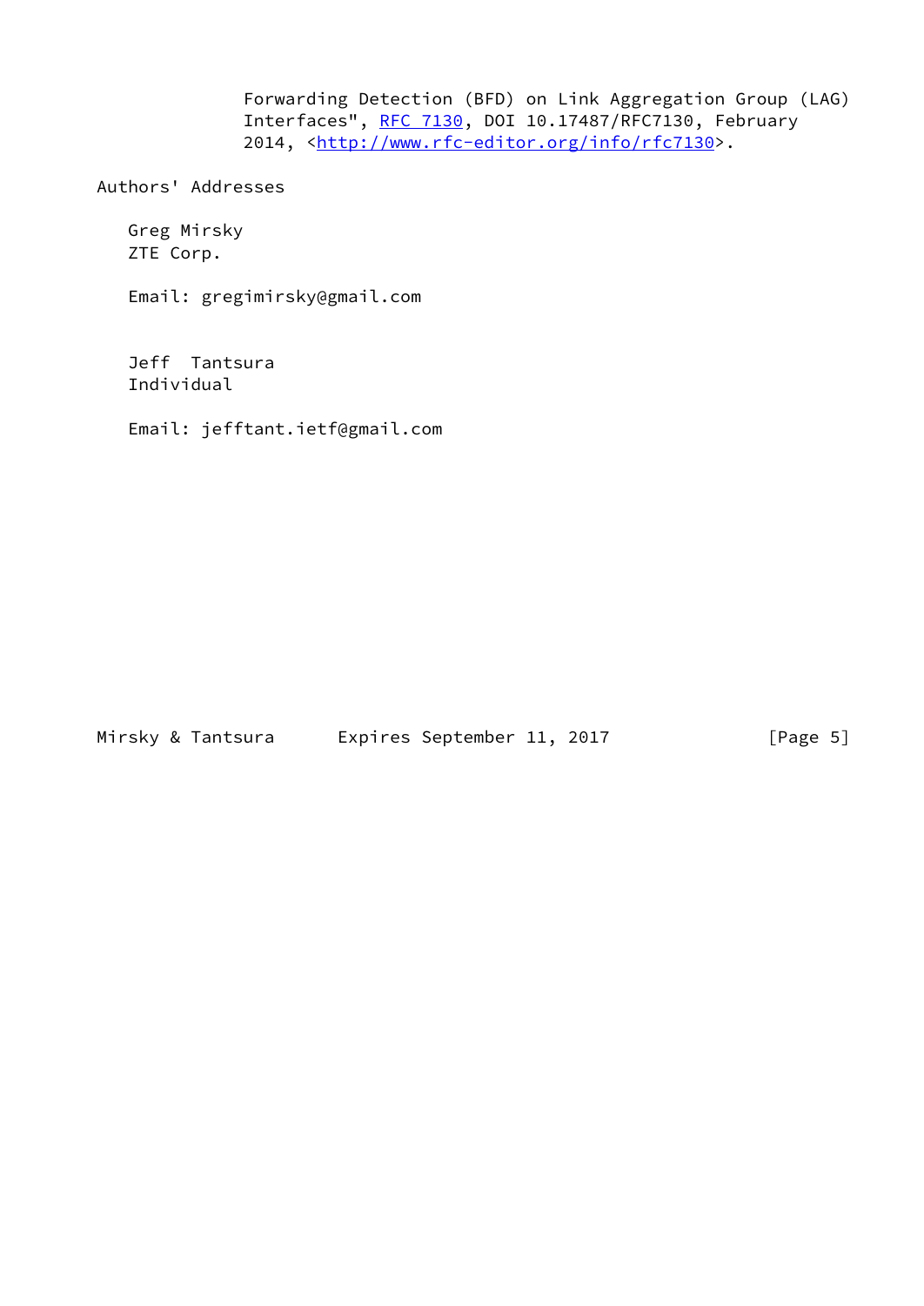Forwarding Detection (BFD) on Link Aggregation Group (LAG) Interfaces", RFC 7130, DOI 10.17487/RFC7130, February 2014, <http://www.rfc-editor.org/info/rfc7130>.

## Authors' Addresses

Greg Mirsky
ZTE Corp.

Email: gregimirsky@gmail.com

Jeff  Tantsura
Individual

Email: jefftant.ietf@gmail.com